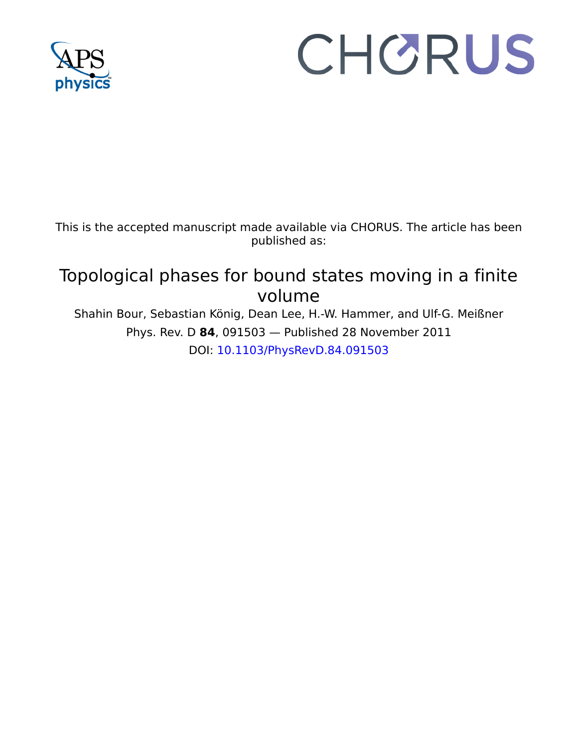This is the accepted manuscript made available via CHORUS. The article has been published as:

# Topological phases for bound states moving in a finite volume

Shahin Bour, Sebastian König, Dean Lee, H.-W. Hammer, and Ulf-G. Meißner

Phys. Rev. D **84**, 091503 — Published 28 November 2011

DOI: 10.1103/PhysRevD.84.091503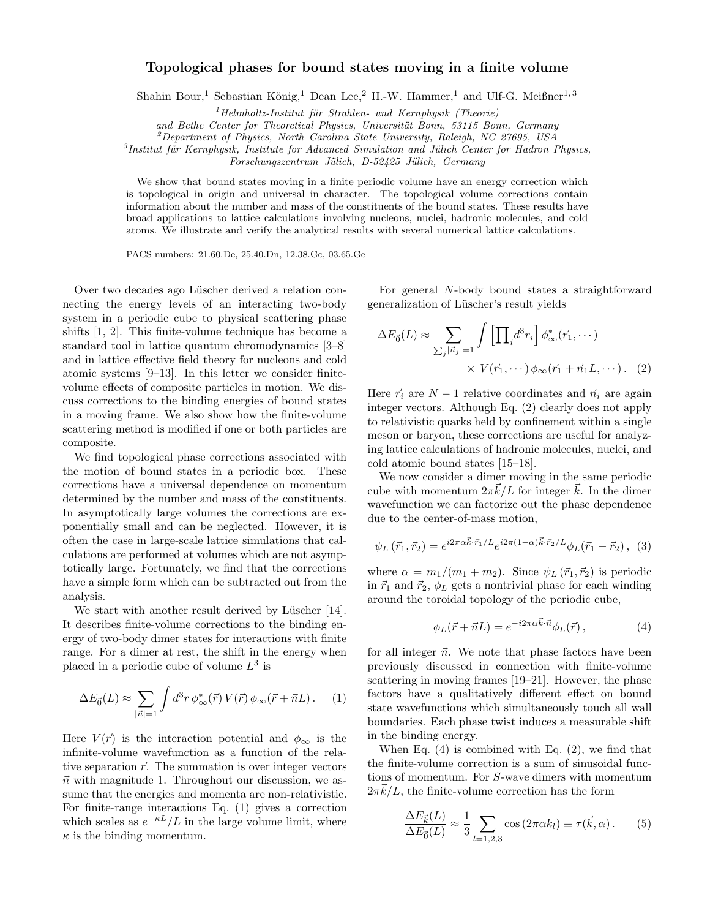# Topological phases for bound states moving in a finite volume

Shahin Bour,[1] Sebastian König,[1] Dean Lee,[2] H.-W. Hammer,[1] and Ulf-G. Meißner[1,3]

[1]*Helmholtz-Institut für Strahlen- und Kernphysik (Theorie) and Bethe Center for Theoretical Physics, Universität Bonn, 53115 Bonn, Germany*
[2]*Department of Physics, North Carolina State University, Raleigh, NC 27695, USA*
[3]*Institut für Kernphysik, Institute for Advanced Simulation and Jülich Center for Hadron Physics, Forschungszentrum Jülich, D-52425 Jülich, Germany*

We show that bound states moving in a finite periodic volume have an energy correction which is topological in origin and universal in character. The topological volume corrections contain information about the number and mass of the constituents of the bound states. These results have broad applications to lattice calculations involving nucleons, nuclei, hadronic molecules, and cold atoms. We illustrate and verify the analytical results with several numerical lattice calculations.

PACS numbers: 21.60.De, 25.40.Dn, 12.38.Gc, 03.65.Ge

Over two decades ago Lüscher derived a relation connecting the energy levels of an interacting two-body system in a periodic cube to physical scattering phase shifts [1, 2]. This finite-volume technique has become a standard tool in lattice quantum chromodynamics [3–8] and in lattice effective field theory for nucleons and cold atomic systems [9–13]. In this letter we consider finite-volume effects of composite particles in motion. We discuss corrections to the binding energies of bound states in a moving frame. We also show how the finite-volume scattering method is modified if one or both particles are composite.

We find topological phase corrections associated with the motion of bound states in a periodic box. These corrections have a universal dependence on momentum determined by the number and mass of the constituents. In asymptotically large volumes the corrections are exponentially small and can be neglected. However, it is often the case in large-scale lattice simulations that calculations are performed at volumes which are not asymptotically large. Fortunately, we find that the corrections have a simple form which can be subtracted out from the analysis.

We start with another result derived by Lüscher [14]. It describes finite-volume corrections to the binding energy of two-body dimer states for interactions with finite range. For a dimer at rest, the shift in the energy when placed in a periodic cube of volume $L^3$ is

$$\Delta E_{\vec{0}}(L) \approx \sum_{|\vec{n}|=1} \int d^3r\, \phi^*_\infty(\vec{r})\, V(\vec{r})\, \phi_\infty(\vec{r}+\vec{n}L)\,. \quad (1)$$

Here $V(\vec{r})$ is the interaction potential and $\phi_\infty$ is the infinite-volume wavefunction as a function of the relative separation $\vec{r}$. The summation is over integer vectors $\vec{n}$ with magnitude 1. Throughout our discussion, we assume that the energies and momenta are non-relativistic. For finite-range interactions Eq. (1) gives a correction which scales as $e^{-\kappa L}/L$ in the large volume limit, where $\kappa$ is the binding momentum.

For general $N$-body bound states a straightforward generalization of Lüscher's result yields

$$\Delta E_{\vec{0}}(L) \approx \sum_{\sum_j |\vec{n}_j|=1} \int \left[\prod\nolimits_i d^3r_i\right] \phi^*_\infty(\vec{r}_1,\cdots) \times V(\vec{r}_1,\cdots)\, \phi_\infty(\vec{r}_1+\vec{n}_1L,\cdots)\,. \quad (2)$$

Here $\vec{r}_i$ are $N-1$ relative coordinates and $\vec{n}_i$ are again integer vectors. Although Eq. (2) clearly does not apply to relativistic quarks held by confinement within a single meson or baryon, these corrections are useful for analyzing lattice calculations of hadronic molecules, nuclei, and cold atomic bound states [15–18].

We now consider a dimer moving in the same periodic cube with momentum $2\pi\vec{k}/L$ for integer $\vec{k}$. In the dimer wavefunction we can factorize out the phase dependence due to the center-of-mass motion,

$$\psi_L(\vec{r}_1,\vec{r}_2) = e^{i2\pi\alpha\vec{k}\cdot\vec{r}_1/L} e^{i2\pi(1-\alpha)\vec{k}\cdot\vec{r}_2/L} \phi_L(\vec{r}_1-\vec{r}_2)\,, \quad (3)$$

where $\alpha = m_1/(m_1+m_2)$. Since $\psi_L(\vec{r}_1,\vec{r}_2)$ is periodic in $\vec{r}_1$ and $\vec{r}_2$, $\phi_L$ gets a nontrivial phase for each winding around the toroidal topology of the periodic cube,

$$\phi_L(\vec{r}+\vec{n}L) = e^{-i2\pi\alpha\vec{k}\cdot\vec{n}}\phi_L(\vec{r})\,, \quad (4)$$

for all integer $\vec{n}$. We note that phase factors have been previously discussed in connection with finite-volume scattering in moving frames [19–21]. However, the phase factors have a qualitatively different effect on bound state wavefunctions which simultaneously touch all wall boundaries. Each phase twist induces a measurable shift in the binding energy.

When Eq. (4) is combined with Eq. (2), we find that the finite-volume correction is a sum of sinusoidal functions of momentum. For $S$-wave dimers with momentum $2\pi\vec{k}/L$, the finite-volume correction has the form

$$\frac{\Delta E_{\vec{k}}(L)}{\Delta E_{\vec{0}}(L)} \approx \frac{1}{3}\sum_{l=1,2,3} \cos(2\pi\alpha k_l) \equiv \tau(\vec{k},\alpha)\,. \quad (5)$$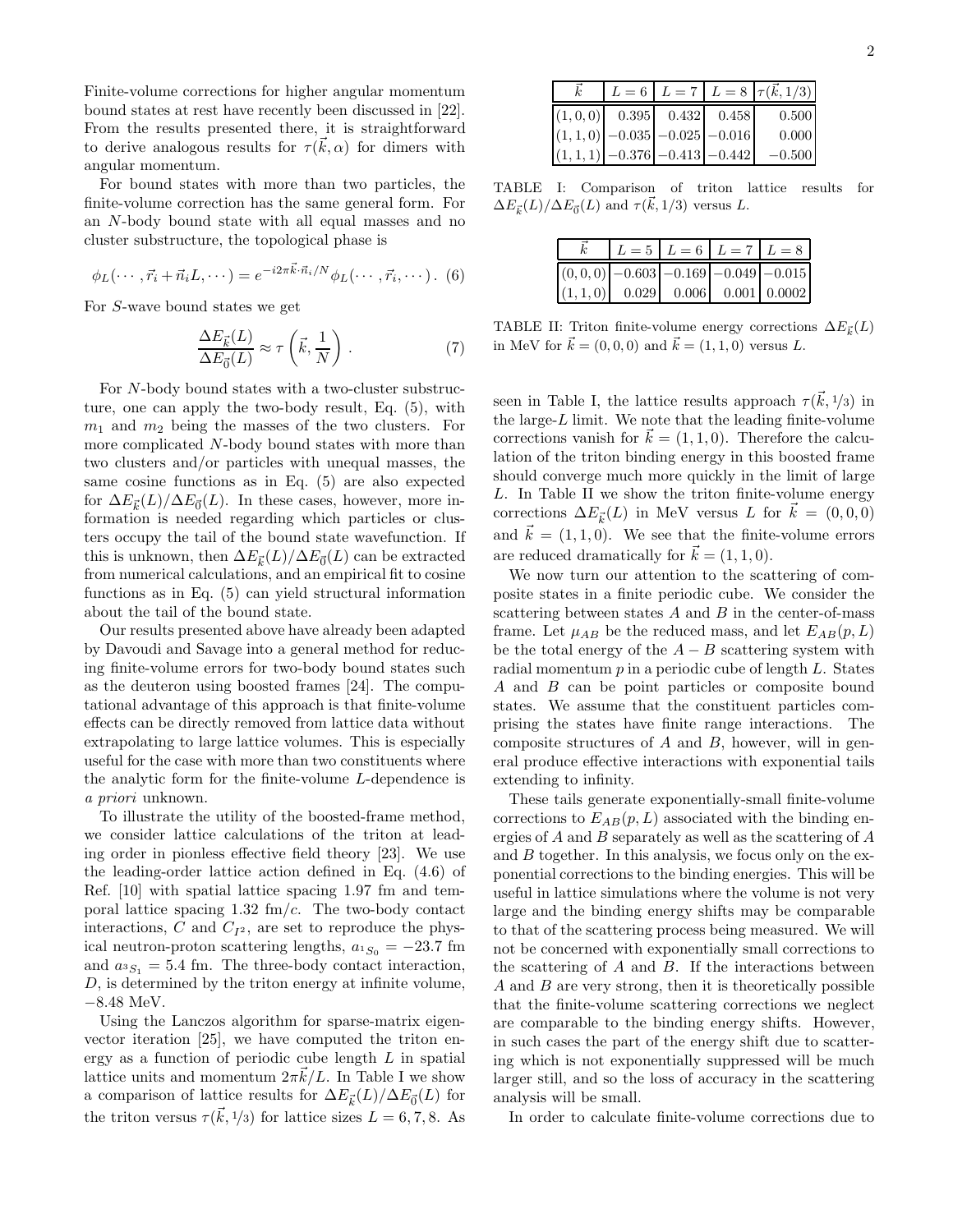Finite-volume corrections for higher angular momentum bound states at rest have recently been discussed in [22]. From the results presented there, it is straightforward to derive analogous results for $\tau(\vec{k}, \alpha)$ for dimers with angular momentum.

For bound states with more than two particles, the finite-volume correction has the same general form. For an $N$-body bound state with all equal masses and no cluster substructure, the topological phase is

$$\phi_L(\cdots, \vec{r}_i + \vec{n}_i L, \cdots) = e^{-i2\pi\vec{k}\cdot\vec{n}_i/N}\phi_L(\cdots, \vec{r}_i, \cdots). \quad (6)$$

For $S$-wave bound states we get

$$\frac{\Delta E_{\vec{k}}(L)}{\Delta E_{\vec{0}}(L)} \approx \tau\left(\vec{k}, \frac{1}{N}\right). \quad (7)$$

For $N$-body bound states with a two-cluster substructure, one can apply the two-body result, Eq. (5), with $m_1$ and $m_2$ being the masses of the two clusters. For more complicated $N$-body bound states with more than two clusters and/or particles with unequal masses, the same cosine functions as in Eq. (5) are also expected for $\Delta E_{\vec{k}}(L)/\Delta E_{\vec{0}}(L)$. In these cases, however, more information is needed regarding which particles or clusters occupy the tail of the bound state wavefunction. If this is unknown, then $\Delta E_{\vec{k}}(L)/\Delta E_{\vec{0}}(L)$ can be extracted from numerical calculations, and an empirical fit to cosine functions as in Eq. (5) can yield structural information about the tail of the bound state.

Our results presented above have already been adapted by Davoudi and Savage into a general method for reducing finite-volume errors for two-body bound states such as the deuteron using boosted frames [24]. The computational advantage of this approach is that finite-volume effects can be directly removed from lattice data without extrapolating to large lattice volumes. This is especially useful for the case with more than two constituents where the analytic form for the finite-volume $L$-dependence is *a priori* unknown.

To illustrate the utility of the boosted-frame method, we consider lattice calculations of the triton at leading order in pionless effective field theory [23]. We use the leading-order lattice action defined in Eq. (4.6) of Ref. [10] with spatial lattice spacing 1.97 fm and temporal lattice spacing 1.32 fm/$c$. The two-body contact interactions, $C$ and $C_{I^2}$, are set to reproduce the physical neutron-proton scattering lengths, $a_{^1S_0} = -23.7$ fm and $a_{^3S_1} = 5.4$ fm. The three-body contact interaction, $D$, is determined by the triton energy at infinite volume, $-8.48$ MeV.

Using the Lanczos algorithm for sparse-matrix eigenvector iteration [25], we have computed the triton energy as a function of periodic cube length $L$ in spatial lattice units and momentum $2\pi\vec{k}/L$. In Table I we show a comparison of lattice results for $\Delta E_{\vec{k}}(L)/\Delta E_{\vec{0}}(L)$ for the triton versus $\tau(\vec{k}, 1/3)$ for lattice sizes $L = 6, 7, 8$. As

| $\vec{k}$ | $L=6$ | $L=7$ | $L=8$ | $\tau(\vec{k}, 1/3)$ |
|---|---|---|---|---|
| $(1,0,0)$ | 0.395 | 0.432 | 0.458 | 0.500 |
| $(1,1,0)$ | $-0.035$ | $-0.025$ | $-0.016$ | 0.000 |
| $(1,1,1)$ | $-0.376$ | $-0.413$ | $-0.442$ | $-0.500$ |

TABLE I: Comparison of triton lattice results for $\Delta E_{\vec{k}}(L)/\Delta E_{\vec{0}}(L)$ and $\tau(\vec{k}, 1/3)$ versus $L$.

| $\vec{k}$ | $L=5$ | $L=6$ | $L=7$ | $L=8$ |
|---|---|---|---|---|
| $(0,0,0)$ | $-0.603$ | $-0.169$ | $-0.049$ | $-0.015$ |
| $(1,1,0)$ | 0.029 | 0.006 | 0.001 | 0.0002 |

TABLE II: Triton finite-volume energy corrections $\Delta E_{\vec{k}}(L)$ in MeV for $\vec{k} = (0,0,0)$ and $\vec{k} = (1,1,0)$ versus $L$.

seen in Table I, the lattice results approach $\tau(\vec{k}, 1/3)$ in the large-$L$ limit. We note that the leading finite-volume corrections vanish for $\vec{k} = (1,1,0)$. Therefore the calculation of the triton binding energy in this boosted frame should converge much more quickly in the limit of large $L$. In Table II we show the triton finite-volume energy corrections $\Delta E_{\vec{k}}(L)$ in MeV versus $L$ for $\vec{k} = (0,0,0)$ and $\vec{k} = (1,1,0)$. We see that the finite-volume errors are reduced dramatically for $\vec{k} = (1,1,0)$.

We now turn our attention to the scattering of composite states in a finite periodic cube. We consider the scattering between states $A$ and $B$ in the center-of-mass frame. Let $\mu_{AB}$ be the reduced mass, and let $E_{AB}(p, L)$ be the total energy of the $A-B$ scattering system with radial momentum $p$ in a periodic cube of length $L$. States $A$ and $B$ can be point particles or composite bound states. We assume that the constituent particles comprising the states have finite range interactions. The composite structures of $A$ and $B$, however, will in general produce effective interactions with exponential tails extending to infinity.

These tails generate exponentially-small finite-volume corrections to $E_{AB}(p, L)$ associated with the binding energies of $A$ and $B$ separately as well as the scattering of $A$ and $B$ together. In this analysis, we focus only on the exponential corrections to the binding energies. This will be useful in lattice simulations where the volume is not very large and the binding energy shifts may be comparable to that of the scattering process being measured. We will not be concerned with exponentially small corrections to the scattering of $A$ and $B$. If the interactions between $A$ and $B$ are very strong, then it is theoretically possible that the finite-volume scattering corrections we neglect are comparable to the binding energy shifts. However, in such cases the part of the energy shift due to scattering which is not exponentially suppressed will be much larger still, and so the loss of accuracy in the scattering analysis will be small.

In order to calculate finite-volume corrections due to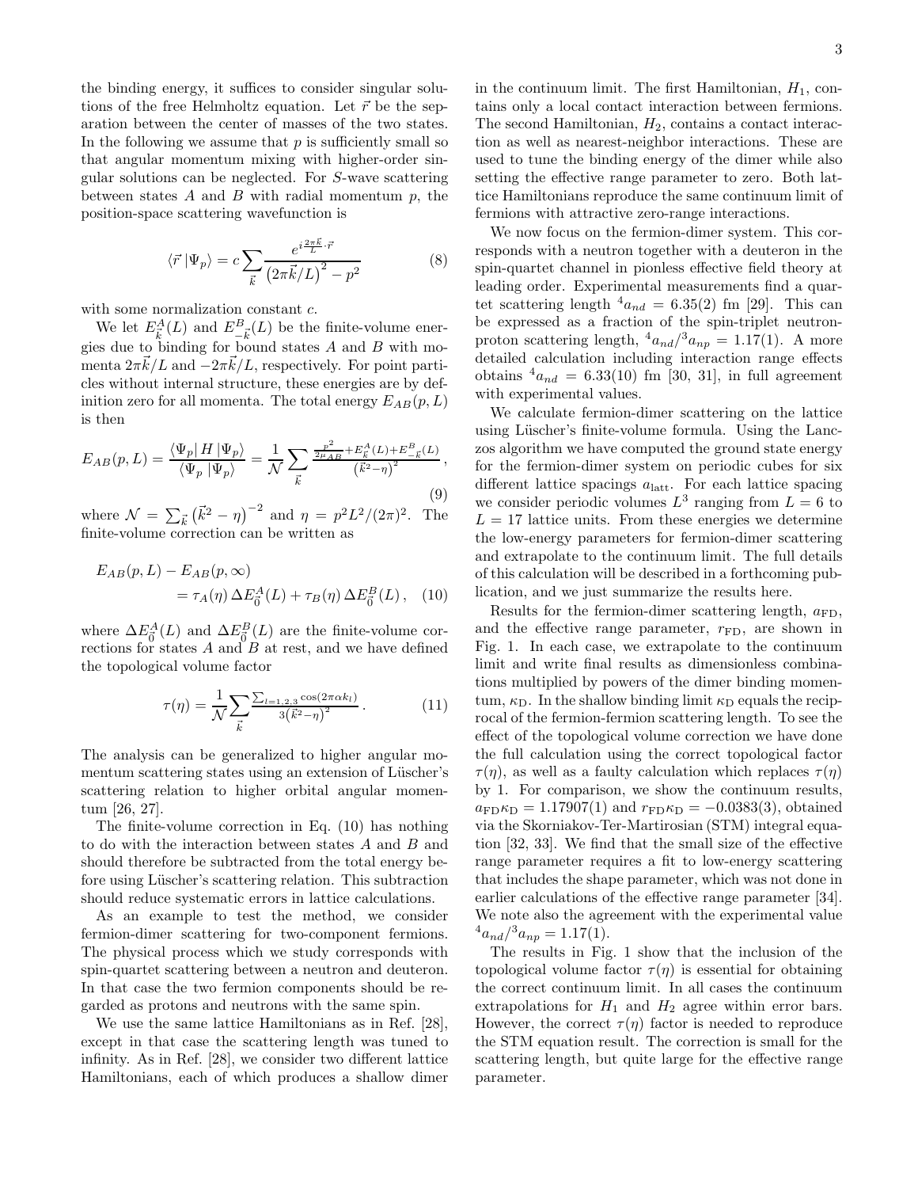the binding energy, it suffices to consider singular solutions of the free Helmholtz equation. Let $\vec{r}$ be the separation between the center of masses of the two states. In the following we assume that $p$ is sufficiently small so that angular momentum mixing with higher-order singular solutions can be neglected. For $S$-wave scattering between states $A$ and $B$ with radial momentum $p$, the position-space scattering wavefunction is

$$\langle \vec{r}\,|\Psi_p\rangle = c \sum_{\vec{k}} \frac{e^{i\frac{2\pi\vec{k}}{L}\cdot\vec{r}}}{\left(2\pi\vec{k}/L\right)^2 - p^2} \tag{8}$$

with some normalization constant $c$.

We let $E^A_{\vec{k}}(L)$ and $E^B_{-\vec{k}}(L)$ be the finite-volume energies due to binding for bound states $A$ and $B$ with momenta $2\pi\vec{k}/L$ and $-2\pi\vec{k}/L$, respectively. For point particles without internal structure, these energies are by definition zero for all momenta. The total energy $E_{AB}(p, L)$ is then

$$E_{AB}(p,L) = \frac{\langle\Psi_p|\,H\,|\Psi_p\rangle}{\langle\Psi_p\,|\Psi_p\rangle} = \frac{1}{\mathcal{N}} \sum_{\vec{k}} \frac{\frac{p^2}{2\mu_{AB}} + E^A_{\vec{k}}(L) + E^B_{-\vec{k}}(L)}{\left(\vec{k}^2-\eta\right)^2}, \tag{9}$$

where $\mathcal{N} = \sum_{\vec{k}}\left(\vec{k}^2-\eta\right)^{-2}$ and $\eta = p^2L^2/(2\pi)^2$. The finite-volume correction can be written as

$$\begin{aligned} E_{AB}(p,L) - E_{AB}(p,\infty) \\ = \tau_A(\eta)\,\Delta E^A_{\vec{0}}(L) + \tau_B(\eta)\,\Delta E^B_{\vec{0}}(L)\,, \end{aligned} \tag{10}$$

where $\Delta E^A_{\vec{0}}(L)$ and $\Delta E^B_{\vec{0}}(L)$ are the finite-volume corrections for states $A$ and $B$ at rest, and we have defined the topological volume factor

$$\tau(\eta) = \frac{1}{\mathcal{N}} \sum_{\vec{k}} \frac{\sum_{l=1,2,3}\cos(2\pi\alpha k_l)}{3\left(\vec{k}^2-\eta\right)^2}\,. \tag{11}$$

The analysis can be generalized to higher angular momentum scattering states using an extension of Lüscher's scattering relation to higher orbital angular momentum [26, 27].

The finite-volume correction in Eq. (10) has nothing to do with the interaction between states $A$ and $B$ and should therefore be subtracted from the total energy before using Lüscher's scattering relation. This subtraction should reduce systematic errors in lattice calculations.

As an example to test the method, we consider fermion-dimer scattering for two-component fermions. The physical process which we study corresponds with spin-quartet scattering between a neutron and deuteron. In that case the two fermion components should be regarded as protons and neutrons with the same spin.

We use the same lattice Hamiltonians as in Ref. [28], except in that case the scattering length was tuned to infinity. As in Ref. [28], we consider two different lattice Hamiltonians, each of which produces a shallow dimer in the continuum limit. The first Hamiltonian, $H_1$, contains only a local contact interaction between fermions. The second Hamiltonian, $H_2$, contains a contact interaction as well as nearest-neighbor interactions. These are used to tune the binding energy of the dimer while also setting the effective range parameter to zero. Both lattice Hamiltonians reproduce the same continuum limit of fermions with attractive zero-range interactions.

We now focus on the fermion-dimer system. This corresponds with a neutron together with a deuteron in the spin-quartet channel in pionless effective field theory at leading order. Experimental measurements find a quartet scattering length ${}^4a_{nd} = 6.35(2)$ fm [29]. This can be expressed as a fraction of the spin-triplet neutron-proton scattering length, ${}^4a_{nd}/{}^3a_{np} = 1.17(1)$. A more detailed calculation including interaction range effects obtains ${}^4a_{nd} = 6.33(10)$ fm [30, 31], in full agreement with experimental values.

We calculate fermion-dimer scattering on the lattice using Lüscher's finite-volume formula. Using the Lanczos algorithm we have computed the ground state energy for the fermion-dimer system on periodic cubes for six different lattice spacings $a_{\rm latt}$. For each lattice spacing we consider periodic volumes $L^3$ ranging from $L = 6$ to $L = 17$ lattice units. From these energies we determine the low-energy parameters for fermion-dimer scattering and extrapolate to the continuum limit. The full details of this calculation will be described in a forthcoming publication, and we just summarize the results here.

Results for the fermion-dimer scattering length, $a_{\rm FD}$, and the effective range parameter, $r_{\rm FD}$, are shown in Fig. 1. In each case, we extrapolate to the continuum limit and write final results as dimensionless combinations multiplied by powers of the dimer binding momentum, $\kappa_{\rm D}$. In the shallow binding limit $\kappa_{\rm D}$ equals the reciprocal of the fermion-fermion scattering length. To see the effect of the topological volume correction we have done the full calculation using the correct topological factor $\tau(\eta)$, as well as a faulty calculation which replaces $\tau(\eta)$ by 1. For comparison, we show the continuum results, $a_{\rm FD}\kappa_{\rm D} = 1.17907(1)$ and $r_{\rm FD}\kappa_{\rm D} = -0.0383(3)$, obtained via the Skorniakov-Ter-Martirosian (STM) integral equation [32, 33]. We find that the small size of the effective range parameter requires a fit to low-energy scattering that includes the shape parameter, which was not done in earlier calculations of the effective range parameter [34]. We note also the agreement with the experimental value ${}^4a_{nd}/{}^3a_{np} = 1.17(1)$.

The results in Fig. 1 show that the inclusion of the topological volume factor $\tau(\eta)$ is essential for obtaining the correct continuum limit. In all cases the continuum extrapolations for $H_1$ and $H_2$ agree within error bars. However, the correct $\tau(\eta)$ factor is needed to reproduce the STM equation result. The correction is small for the scattering length, but quite large for the effective range parameter.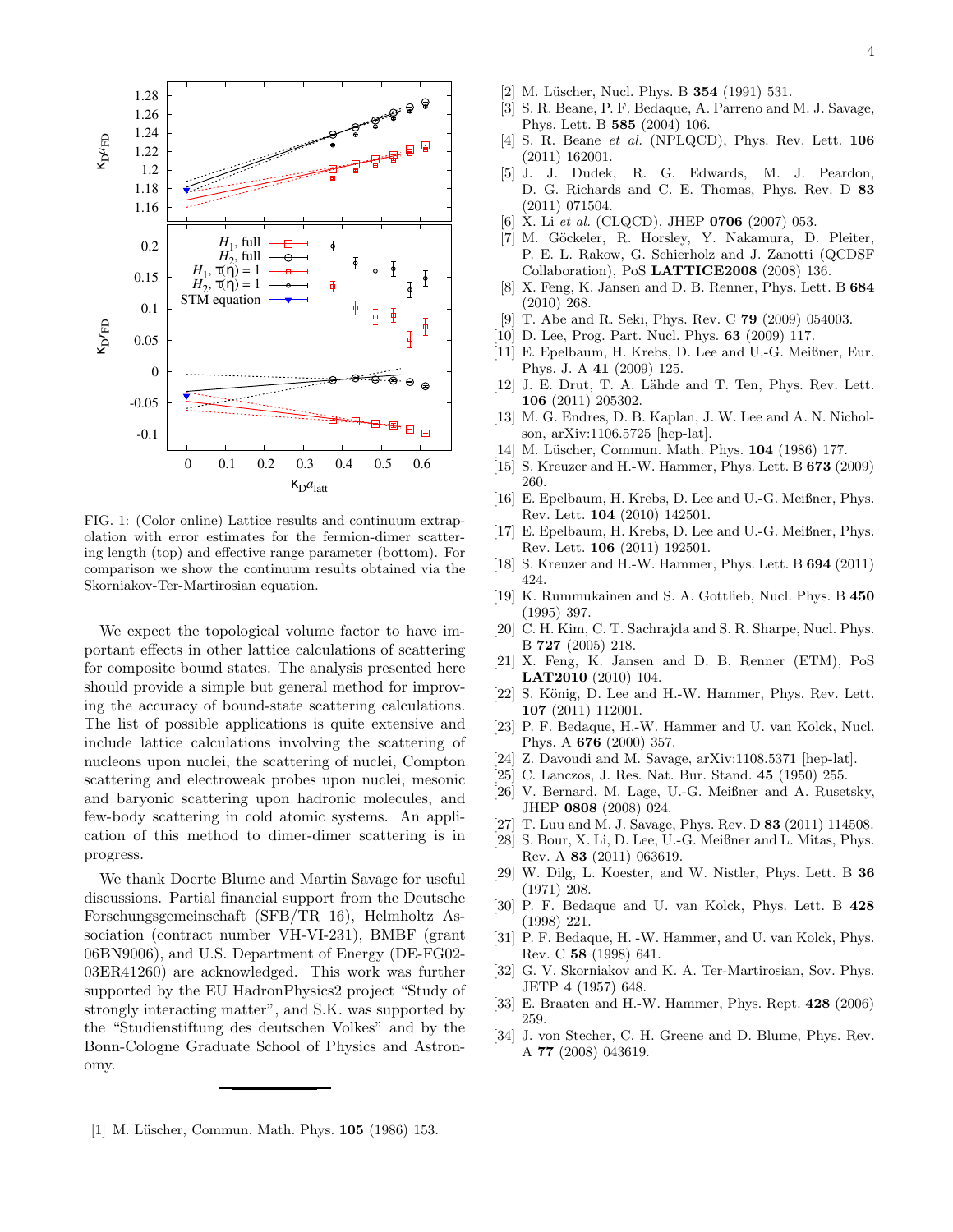1.28
1.26
1.24
1.22
1.2
1.18
1.16

$\kappa_D a_{FD}$

0.2
0.15
0.1
0.05
0
-0.05
-0.1

$\kappa_D r_{FD}$

$H_1$, full
$H_2$, full
$H_1$, $\tau(\eta) = 1$
$H_2$, $\tau(\eta) = 1$
STM equation

0 0.1 0.2 0.3 0.4 0.5 0.6

$\kappa_D a_{\text{latt}}$

FIG. 1: (Color online) Lattice results and continuum extrapolation with error estimates for the fermion-dimer scattering length (top) and effective range parameter (bottom). For comparison we show the continuum results obtained via the Skorniakov-Ter-Martirosian equation.

We expect the topological volume factor to have important effects in other lattice calculations of scattering for composite bound states. The analysis presented here should provide a simple but general method for improving the accuracy of bound-state scattering calculations. The list of possible applications is quite extensive and include lattice calculations involving the scattering of nucleons upon nuclei, the scattering of nuclei, Compton scattering and electroweak probes upon nuclei, mesonic and baryonic scattering upon hadronic molecules, and few-body scattering in cold atomic systems. An application of this method to dimer-dimer scattering is in progress.

We thank Doerte Blume and Martin Savage for useful discussions. Partial financial support from the Deutsche Forschungsgemeinschaft (SFB/TR 16), Helmholtz Association (contract number VH-VI-231), BMBF (grant 06BN9006), and U.S. Department of Energy (DE-FG02-03ER41260) are acknowledged. This work was further supported by the EU HadronPhysics2 project "Study of strongly interacting matter", and S.K. was supported by the "Studienstiftung des deutschen Volkes" and by the Bonn-Cologne Graduate School of Physics and Astronomy.

---

[1] M. Lüscher, Commun. Math. Phys. **105** (1986) 153.

[2] M. Lüscher, Nucl. Phys. B **354** (1991) 531.

[3] S. R. Beane, P. F. Bedaque, A. Parreno and M. J. Savage, Phys. Lett. B **585** (2004) 106.

[4] S. R. Beane *et al.* (NPLQCD), Phys. Rev. Lett. **106** (2011) 162001.

[5] J. J. Dudek, R. G. Edwards, M. J. Peardon, D. G. Richards and C. E. Thomas, Phys. Rev. D **83** (2011) 071504.

[6] X. Li *et al.* (CLQCD), JHEP **0706** (2007) 053.

[7] M. Göckeler, R. Horsley, Y. Nakamura, D. Pleiter, P. E. L. Rakow, G. Schierholz and J. Zanotti (QCDSF Collaboration), PoS **LATTICE2008** (2008) 136.

[8] X. Feng, K. Jansen and D. B. Renner, Phys. Lett. B **684** (2010) 268.

[9] T. Abe and R. Seki, Phys. Rev. C **79** (2009) 054003.

[10] D. Lee, Prog. Part. Nucl. Phys. **63** (2009) 117.

[11] E. Epelbaum, H. Krebs, D. Lee and U.-G. Meißner, Eur. Phys. J. A **41** (2009) 125.

[12] J. E. Drut, T. A. Lähde and T. Ten, Phys. Rev. Lett. **106** (2011) 205302.

[13] M. G. Endres, D. B. Kaplan, J. W. Lee and A. N. Nicholson, arXiv:1106.5725 [hep-lat].

[14] M. Lüscher, Commun. Math. Phys. **104** (1986) 177.

[15] S. Kreuzer and H.-W. Hammer, Phys. Lett. B **673** (2009) 260.

[16] E. Epelbaum, H. Krebs, D. Lee and U.-G. Meißner, Phys. Rev. Lett. **104** (2010) 142501.

[17] E. Epelbaum, H. Krebs, D. Lee and U.-G. Meißner, Phys. Rev. Lett. **106** (2011) 192501.

[18] S. Kreuzer and H.-W. Hammer, Phys. Lett. B **694** (2011) 424.

[19] K. Rummukainen and S. A. Gottlieb, Nucl. Phys. B **450** (1995) 397.

[20] C. H. Kim, C. T. Sachrajda and S. R. Sharpe, Nucl. Phys. B **727** (2005) 218.

[21] X. Feng, K. Jansen and D. B. Renner (ETM), PoS **LAT2010** (2010) 104.

[22] S. König, D. Lee and H.-W. Hammer, Phys. Rev. Lett. **107** (2011) 112001.

[23] P. F. Bedaque, H.-W. Hammer and U. van Kolck, Nucl. Phys. A **676** (2000) 357.

[24] Z. Davoudi and M. Savage, arXiv:1108.5371 [hep-lat].

[25] C. Lanczos, J. Res. Nat. Bur. Stand. **45** (1950) 255.

[26] V. Bernard, M. Lage, U.-G. Meißner and A. Rusetsky, JHEP **0808** (2008) 024.

[27] T. Luu and M. J. Savage, Phys. Rev. D **83** (2011) 114508.

[28] S. Bour, X. Li, D. Lee, U.-G. Meißner and L. Mitas, Phys. Rev. A **83** (2011) 063619.

[29] W. Dilg, L. Koester, and W. Nistler, Phys. Lett. B **36** (1971) 208.

[30] P. F. Bedaque and U. van Kolck, Phys. Lett. B **428** (1998) 221.

[31] P. F. Bedaque, H. -W. Hammer, and U. van Kolck, Phys. Rev. C **58** (1998) 641.

[32] G. V. Skorniakov and K. A. Ter-Martirosian, Sov. Phys. JETP **4** (1957) 648.

[33] E. Braaten and H.-W. Hammer, Phys. Rept. **428** (2006) 259.

[34] J. von Stecher, C. H. Greene and D. Blume, Phys. Rev. A **77** (2008) 043619.